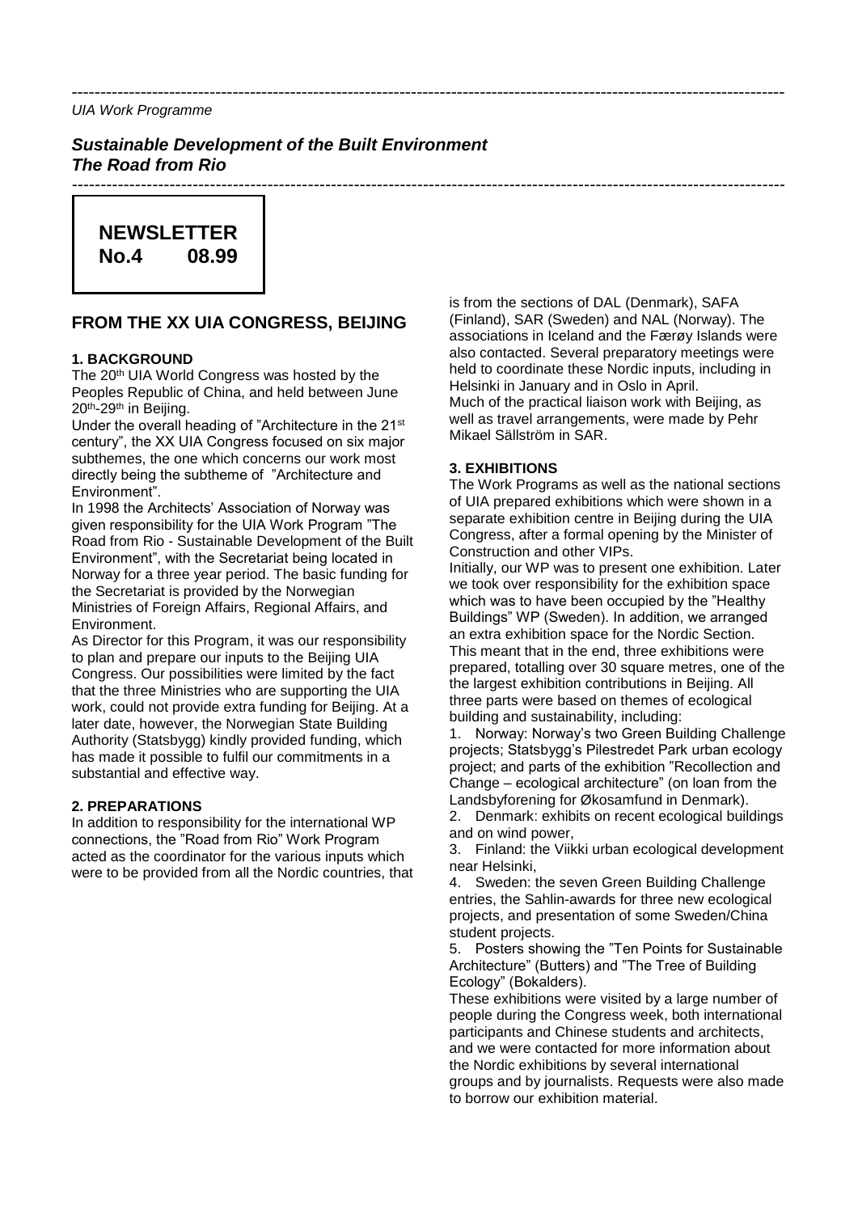*UIA Work Programme*

## *Sustainable Development of the Built Environment*
## *The Road from Rio*

**NEWSLETTER**
**No.4 08.99**

## FROM THE XX UIA CONGRESS, BEIJING

### 1. BACKGROUND

The 20th UIA World Congress was hosted by the Peoples Republic of China, and held between June 20th-29th in Beijing.

Under the overall heading of ”Architecture in the 21st century”, the XX UIA Congress focused on six major subthemes, the one which concerns our work most directly being the subtheme of ”Architecture and Environment”.

In 1998 the Architects' Association of Norway was given responsibility for the UIA Work Program ”The Road from Rio - Sustainable Development of the Built Environment”, with the Secretariat being located in Norway for a three year period. The basic funding for the Secretariat is provided by the Norwegian Ministries of Foreign Affairs, Regional Affairs, and Environment.

As Director for this Program, it was our responsibility to plan and prepare our inputs to the Beijing UIA Congress. Our possibilities were limited by the fact that the three Ministries who are supporting the UIA work, could not provide extra funding for Beijing. At a later date, however, the Norwegian State Building Authority (Statsbygg) kindly provided funding, which has made it possible to fulfil our commitments in a substantial and effective way.

### 2. PREPARATIONS

In addition to responsibility for the international WP connections, the ”Road from Rio” Work Program acted as the coordinator for the various inputs which were to be provided from all the Nordic countries, that is from the sections of DAL (Denmark), SAFA (Finland), SAR (Sweden) and NAL (Norway). The associations in Iceland and the Færøy Islands were also contacted. Several preparatory meetings were held to coordinate these Nordic inputs, including in Helsinki in January and in Oslo in April.

Much of the practical liaison work with Beijing, as well as travel arrangements, were made by Pehr Mikael Sällström in SAR.

### 3. EXHIBITIONS

The Work Programs as well as the national sections of UIA prepared exhibitions which were shown in a separate exhibition centre in Beijing during the UIA Congress, after a formal opening by the Minister of Construction and other VIPs.

Initially, our WP was to present one exhibition. Later we took over responsibility for the exhibition space which was to have been occupied by the ”Healthy Buildings” WP (Sweden). In addition, we arranged an extra exhibition space for the Nordic Section. This meant that in the end, three exhibitions were prepared, totalling over 30 square metres, one of the the largest exhibition contributions in Beijing. All three parts were based on themes of ecological building and sustainability, including:

1. Norway: Norway's two Green Building Challenge projects; Statsbygg's Pilestredet Park urban ecology project; and parts of the exhibition ”Recollection and Change – ecological architecture” (on loan from the Landsbyforening for Økosamfund in Denmark).
2. Denmark: exhibits on recent ecological buildings and on wind power,
3. Finland: the Viikki urban ecological development near Helsinki,
4. Sweden: the seven Green Building Challenge entries, the Sahlin-awards for three new ecological projects, and presentation of some Sweden/China student projects.
5. Posters showing the ”Ten Points for Sustainable Architecture” (Butters) and ”The Tree of Building Ecology” (Bokalders).

These exhibitions were visited by a large number of people during the Congress week, both international participants and Chinese students and architects, and we were contacted for more information about the Nordic exhibitions by several international groups and by journalists. Requests were also made to borrow our exhibition material.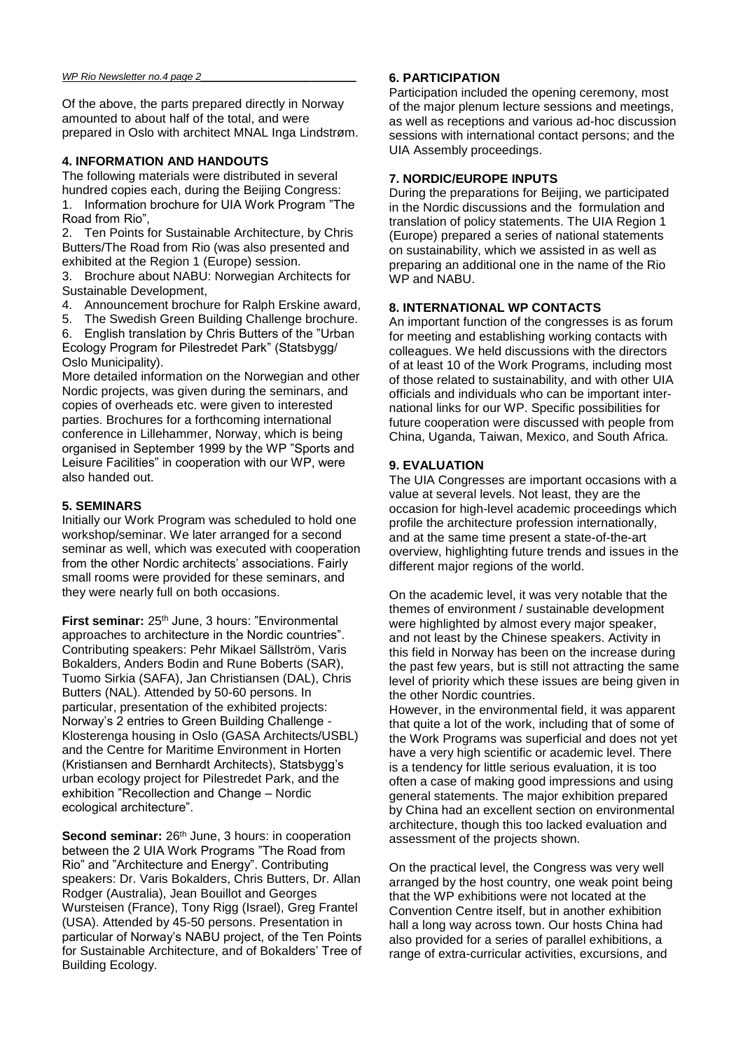Of the above, the parts prepared directly in Norway amounted to about half of the total, and were prepared in Oslo with architect MNAL Inga Lindstrøm.

## 4. INFORMATION AND HANDOUTS

The following materials were distributed in several hundred copies each, during the Beijing Congress:

1. Information brochure for UIA Work Program "The Road from Rio",
2. Ten Points for Sustainable Architecture, by Chris Butters/The Road from Rio (was also presented and exhibited at the Region 1 (Europe) session.
3. Brochure about NABU: Norwegian Architects for Sustainable Development,
4. Announcement brochure for Ralph Erskine award,
5. The Swedish Green Building Challenge brochure.
6. English translation by Chris Butters of the "Urban Ecology Program for Pilestredet Park" (Statsbygg/ Oslo Municipality).

More detailed information on the Norwegian and other Nordic projects, was given during the seminars, and copies of overheads etc. were given to interested parties. Brochures for a forthcoming international conference in Lillehammer, Norway, which is being organised in September 1999 by the WP "Sports and Leisure Facilities" in cooperation with our WP, were also handed out.

## 5. SEMINARS

Initially our Work Program was scheduled to hold one workshop/seminar. We later arranged for a second seminar as well, which was executed with cooperation from the other Nordic architects' associations. Fairly small rooms were provided for these seminars, and they were nearly full on both occasions.

**First seminar:** 25th June, 3 hours: "Environmental approaches to architecture in the Nordic countries". Contributing speakers: Pehr Mikael Sällström, Varis Bokalders, Anders Bodin and Rune Boberts (SAR), Tuomo Sirkia (SAFA), Jan Christiansen (DAL), Chris Butters (NAL). Attended by 50-60 persons. In particular, presentation of the exhibited projects: Norway's 2 entries to Green Building Challenge - Klosterenga housing in Oslo (GASA Architects/USBL) and the Centre for Maritime Environment in Horten (Kristiansen and Bernhardt Architects), Statsbygg's urban ecology project for Pilestredet Park, and the exhibition "Recollection and Change – Nordic ecological architecture".

**Second seminar:** 26th June, 3 hours: in cooperation between the 2 UIA Work Programs "The Road from Rio" and "Architecture and Energy". Contributing speakers: Dr. Varis Bokalders, Chris Butters, Dr. Allan Rodger (Australia), Jean Bouillot and Georges Wursteisen (France), Tony Rigg (Israel), Greg Frantel (USA). Attended by 45-50 persons. Presentation in particular of Norway's NABU project, of the Ten Points for Sustainable Architecture, and of Bokalders' Tree of Building Ecology.

## 6. PARTICIPATION

Participation included the opening ceremony, most of the major plenum lecture sessions and meetings, as well as receptions and various ad-hoc discussion sessions with international contact persons; and the UIA Assembly proceedings.

## 7. NORDIC/EUROPE INPUTS

During the preparations for Beijing, we participated in the Nordic discussions and the formulation and translation of policy statements. The UIA Region 1 (Europe) prepared a series of national statements on sustainability, which we assisted in as well as preparing an additional one in the name of the Rio WP and NABU.

## 8. INTERNATIONAL WP CONTACTS

An important function of the congresses is as forum for meeting and establishing working contacts with colleagues. We held discussions with the directors of at least 10 of the Work Programs, including most of those related to sustainability, and with other UIA officials and individuals who can be important international links for our WP. Specific possibilities for future cooperation were discussed with people from China, Uganda, Taiwan, Mexico, and South Africa.

## 9. EVALUATION

The UIA Congresses are important occasions with a value at several levels. Not least, they are the occasion for high-level academic proceedings which profile the architecture profession internationally, and at the same time present a state-of-the-art overview, highlighting future trends and issues in the different major regions of the world.

On the academic level, it was very notable that the themes of environment / sustainable development were highlighted by almost every major speaker, and not least by the Chinese speakers. Activity in this field in Norway has been on the increase during the past few years, but is still not attracting the same level of priority which these issues are being given in the other Nordic countries.

However, in the environmental field, it was apparent that quite a lot of the work, including that of some of the Work Programs was superficial and does not yet have a very high scientific or academic level. There is a tendency for little serious evaluation, it is too often a case of making good impressions and using general statements. The major exhibition prepared by China had an excellent section on environmental architecture, though this too lacked evaluation and assessment of the projects shown.

On the practical level, the Congress was very well arranged by the host country, one weak point being that the WP exhibitions were not located at the Convention Centre itself, but in another exhibition hall a long way across town. Our hosts China had also provided for a series of parallel exhibitions, a range of extra-curricular activities, excursions, and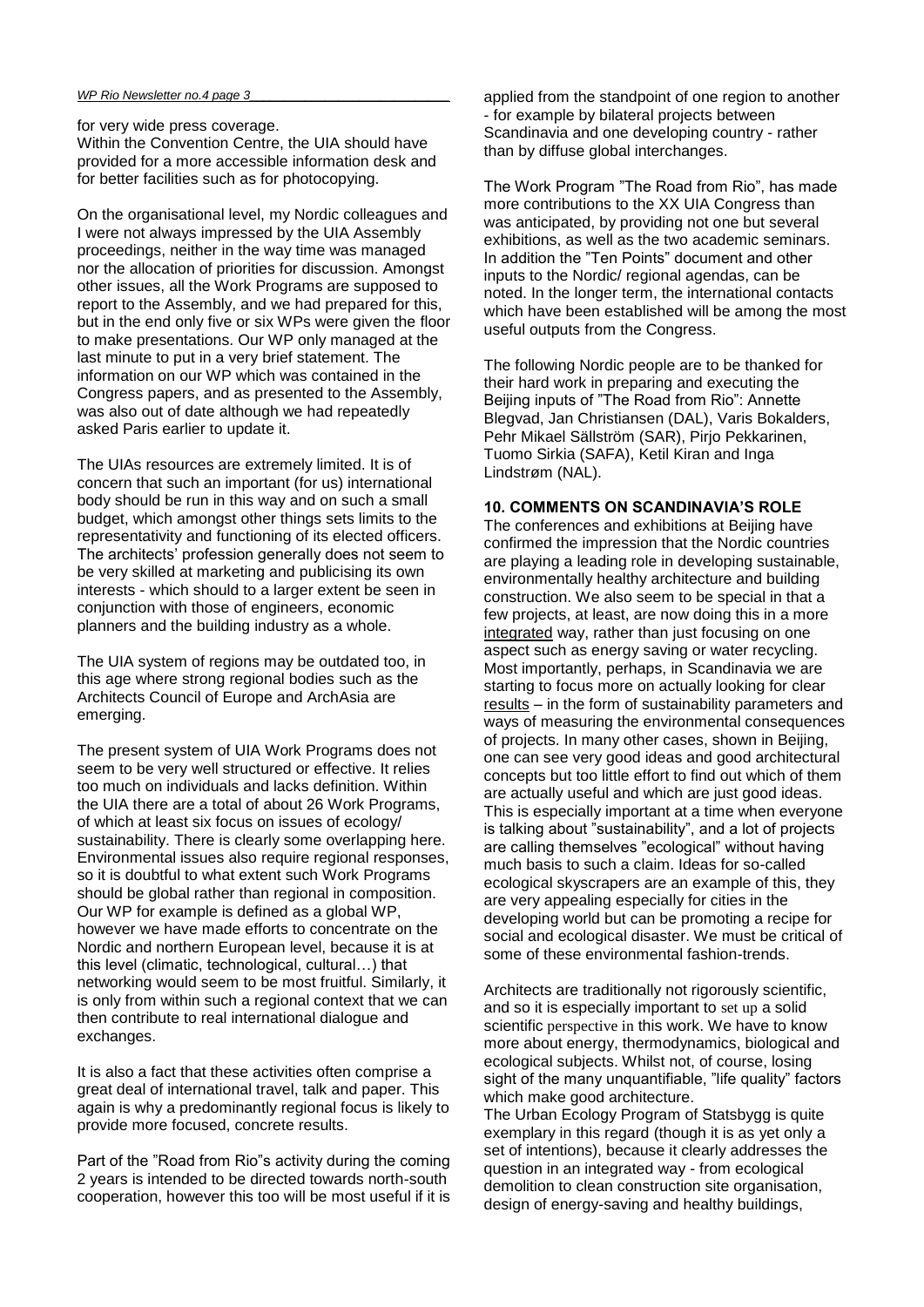for very wide press coverage.
Within the Convention Centre, the UIA should have provided for a more accessible information desk and for better facilities such as for photocopying.

On the organisational level, my Nordic colleagues and I were not always impressed by the UIA Assembly proceedings, neither in the way time was managed nor the allocation of priorities for discussion. Amongst other issues, all the Work Programs are supposed to report to the Assembly, and we had prepared for this, but in the end only five or six WPs were given the floor to make presentations. Our WP only managed at the last minute to put in a very brief statement. The information on our WP which was contained in the Congress papers, and as presented to the Assembly, was also out of date although we had repeatedly asked Paris earlier to update it.

The UIAs resources are extremely limited. It is of concern that such an important (for us) international body should be run in this way and on such a small budget, which amongst other things sets limits to the representativity and functioning of its elected officers. The architects' profession generally does not seem to be very skilled at marketing and publicising its own interests - which should to a larger extent be seen in conjunction with those of engineers, economic planners and the building industry as a whole.

The UIA system of regions may be outdated too, in this age where strong regional bodies such as the Architects Council of Europe and ArchAsia are emerging.

The present system of UIA Work Programs does not seem to be very well structured or effective. It relies too much on individuals and lacks definition. Within the UIA there are a total of about 26 Work Programs, of which at least six focus on issues of ecology/ sustainability. There is clearly some overlapping here. Environmental issues also require regional responses, so it is doubtful to what extent such Work Programs should be global rather than regional in composition. Our WP for example is defined as a global WP, however we have made efforts to concentrate on the Nordic and northern European level, because it is at this level (climatic, technological, cultural…) that networking would seem to be most fruitful. Similarly, it is only from within such a regional context that we can then contribute to real international dialogue and exchanges.

It is also a fact that these activities often comprise a great deal of international travel, talk and paper. This again is why a predominantly regional focus is likely to provide more focused, concrete results.

Part of the "Road from Rio"s activity during the coming 2 years is intended to be directed towards north-south cooperation, however this too will be most useful if it is applied from the standpoint of one region to another - for example by bilateral projects between Scandinavia and one developing country - rather than by diffuse global interchanges.

The Work Program "The Road from Rio", has made more contributions to the XX UIA Congress than was anticipated, by providing not one but several exhibitions, as well as the two academic seminars. In addition the "Ten Points" document and other inputs to the Nordic/ regional agendas, can be noted. In the longer term, the international contacts which have been established will be among the most useful outputs from the Congress.

The following Nordic people are to be thanked for their hard work in preparing and executing the Beijing inputs of "The Road from Rio": Annette Blegvad, Jan Christiansen (DAL), Varis Bokalders, Pehr Mikael Sällström (SAR), Pirjo Pekkarinen, Tuomo Sirkia (SAFA), Ketil Kiran and Inga Lindstrøm (NAL).

## 10. COMMENTS ON SCANDINAVIA'S ROLE

The conferences and exhibitions at Beijing have confirmed the impression that the Nordic countries are playing a leading role in developing sustainable, environmentally healthy architecture and building construction. We also seem to be special in that a few projects, at least, are now doing this in a more <u>integrated</u> way, rather than just focusing on one aspect such as energy saving or water recycling. Most importantly, perhaps, in Scandinavia we are starting to focus more on actually looking for clear <u>results</u> – in the form of sustainability parameters and ways of measuring the environmental consequences of projects. In many other cases, shown in Beijing, one can see very good ideas and good architectural concepts but too little effort to find out which of them are actually useful and which are just good ideas. This is especially important at a time when everyone is talking about "sustainability", and a lot of projects are calling themselves "ecological" without having much basis to such a claim. Ideas for so-called ecological skyscrapers are an example of this, they are very appealing especially for cities in the developing world but can be promoting a recipe for social and ecological disaster. We must be critical of some of these environmental fashion-trends.

Architects are traditionally not rigorously scientific, and so it is especially important to set up a solid scientific perspective in this work. We have to know more about energy, thermodynamics, biological and ecological subjects. Whilst not, of course, losing sight of the many unquantifiable, "life quality" factors which make good architecture.
The Urban Ecology Program of Statsbygg is quite exemplary in this regard (though it is as yet only a set of intentions), because it clearly addresses the question in an integrated way - from ecological demolition to clean construction site organisation, design of energy-saving and healthy buildings,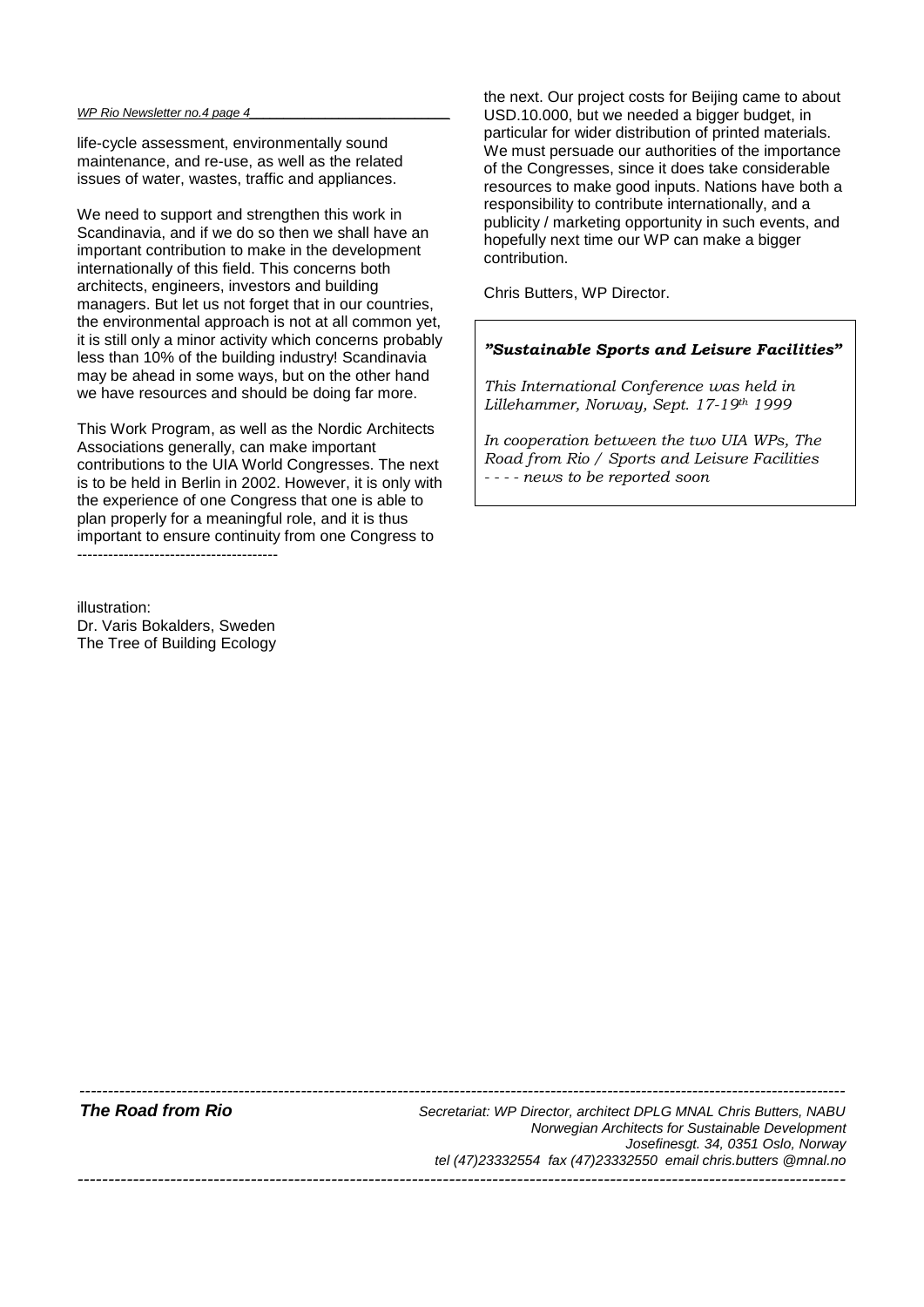life-cycle assessment, environmentally sound maintenance, and re-use, as well as the related issues of water, wastes, traffic and appliances.

We need to support and strengthen this work in Scandinavia, and if we do so then we shall have an important contribution to make in the development internationally of this field. This concerns both architects, engineers, investors and building managers. But let us not forget that in our countries, the environmental approach is not at all common yet, it is still only a minor activity which concerns probably less than 10% of the building industry! Scandinavia may be ahead in some ways, but on the other hand we have resources and should be doing far more.

This Work Program, as well as the Nordic Architects Associations generally, can make important contributions to the UIA World Congresses. The next is to be held in Berlin in 2002. However, it is only with the experience of one Congress that one is able to plan properly for a meaningful role, and it is thus important to ensure continuity from one Congress to the next. Our project costs for Beijing came to about USD.10.000, but we needed a bigger budget, in particular for wider distribution of printed materials. We must persuade our authorities of the importance of the Congresses, since it does take considerable resources to make good inputs. Nations have both a responsibility to contribute internationally, and a publicity / marketing opportunity in such events, and hopefully next time our WP can make a bigger contribution.

Chris Butters, WP Director.

---------------------------------------

illustration:
Dr. Varis Bokalders, Sweden
The Tree of Building Ecology

***"Sustainable Sports and Leisure Facilities"***

*This International Conference was held in Lillehammer, Norway, Sept. 17-19th 1999*

*In cooperation between the two UIA WPs, The Road from Rio / Sports and Leisure Facilities - - - - news to be reported soon*

---

***The Road from Rio***

*Secretariat: WP Director, architect DPLG MNAL Chris Butters, NABU*
*Norwegian Architects for Sustainable Development*
*Josefinesgt. 34, 0351 Oslo, Norway*
*tel (47)23332554 fax (47)23332550 email chris.butters @mnal.no*